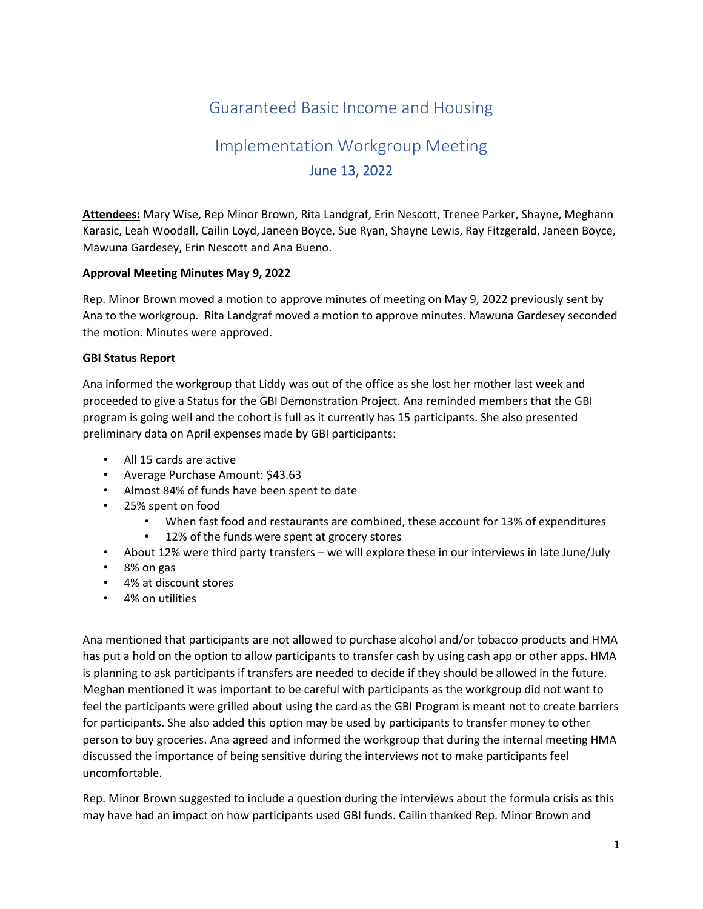# Guaranteed Basic Income and Housing

# Implementation Workgroup Meeting

## June 13, 2022

**Attendees:** Mary Wise, Rep Minor Brown, Rita Landgraf, Erin Nescott, Trenee Parker, Shayne, Meghann Karasic, Leah Woodall, Cailin Loyd, Janeen Boyce, Sue Ryan, Shayne Lewis, Ray Fitzgerald, Janeen Boyce, Mawuna Gardesey, Erin Nescott and Ana Bueno.

**Approval Meeting Minutes May 9, 2022**

Rep. Minor Brown moved a motion to approve minutes of meeting on May 9, 2022 previously sent by Ana to the workgroup. Rita Landgraf moved a motion to approve minutes. Mawuna Gardesey seconded the motion. Minutes were approved.

**GBI Status Report**

Ana informed the workgroup that Liddy was out of the office as she lost her mother last week and proceeded to give a Status for the GBI Demonstration Project. Ana reminded members that the GBI program is going well and the cohort is full as it currently has 15 participants. She also presented preliminary data on April expenses made by GBI participants:

- All 15 cards are active
- Average Purchase Amount: $43.63
- Almost 84% of funds have been spent to date
- 25% spent on food
  - When fast food and restaurants are combined, these account for 13% of expenditures
  - 12% of the funds were spent at grocery stores
- About 12% were third party transfers – we will explore these in our interviews in late June/July
- 8% on gas
- 4% at discount stores
- 4% on utilities

Ana mentioned that participants are not allowed to purchase alcohol and/or tobacco products and HMA has put a hold on the option to allow participants to transfer cash by using cash app or other apps. HMA is planning to ask participants if transfers are needed to decide if they should be allowed in the future. Meghan mentioned it was important to be careful with participants as the workgroup did not want to feel the participants were grilled about using the card as the GBI Program is meant not to create barriers for participants. She also added this option may be used by participants to transfer money to other person to buy groceries. Ana agreed and informed the workgroup that during the internal meeting HMA discussed the importance of being sensitive during the interviews not to make participants feel uncomfortable.

Rep. Minor Brown suggested to include a question during the interviews about the formula crisis as this may have had an impact on how participants used GBI funds. Cailin thanked Rep. Minor Brown and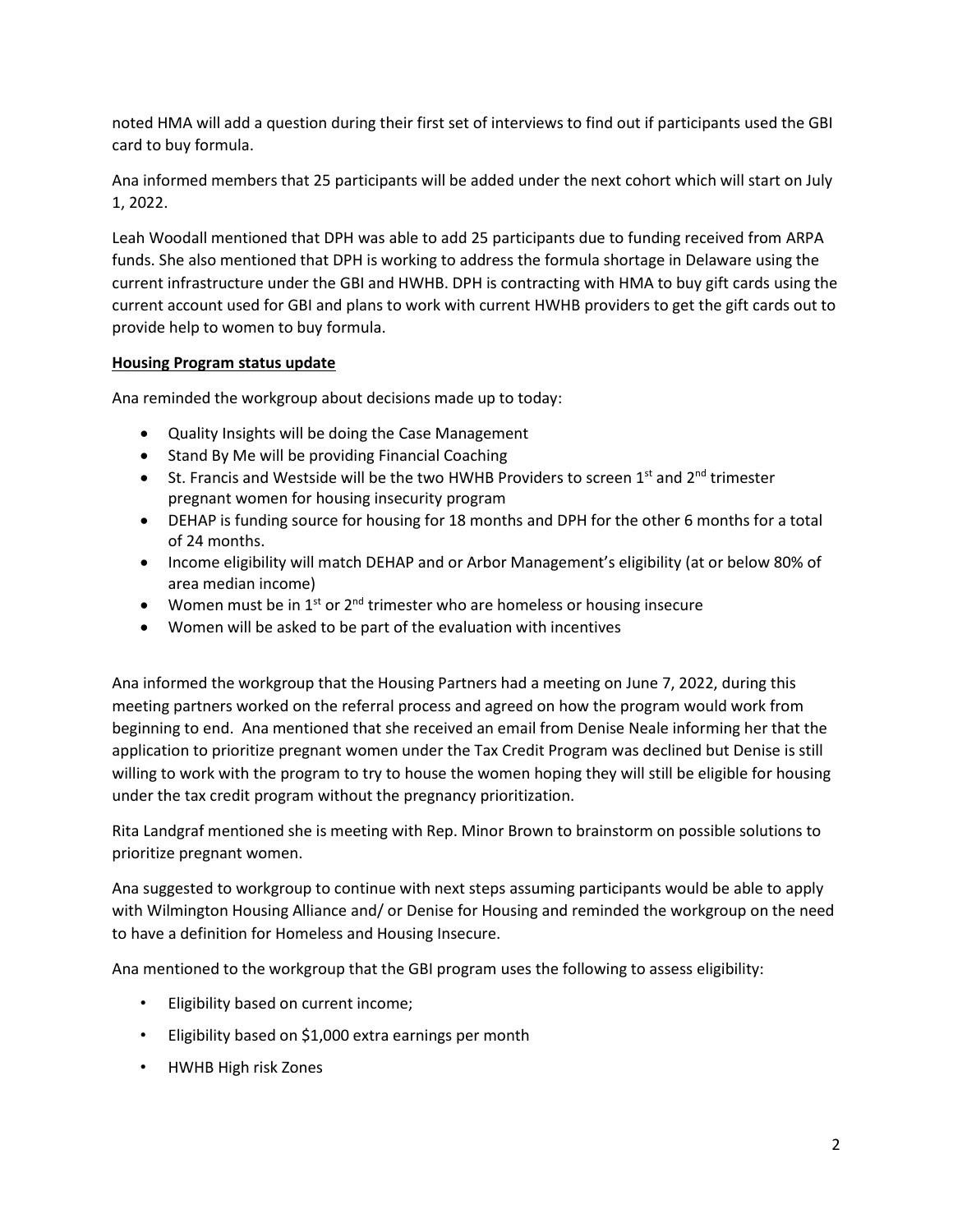noted HMA will add a question during their first set of interviews to find out if participants used the GBI card to buy formula.

Ana informed members that 25 participants will be added under the next cohort which will start on July 1, 2022.

Leah Woodall mentioned that DPH was able to add 25 participants due to funding received from ARPA funds. She also mentioned that DPH is working to address the formula shortage in Delaware using the current infrastructure under the GBI and HWHB. DPH is contracting with HMA to buy gift cards using the current account used for GBI and plans to work with current HWHB providers to get the gift cards out to provide help to women to buy formula.

**Housing Program status update**

Ana reminded the workgroup about decisions made up to today:

- Quality Insights will be doing the Case Management
- Stand By Me will be providing Financial Coaching
- St. Francis and Westside will be the two HWHB Providers to screen 1st and 2nd trimester pregnant women for housing insecurity program
- DEHAP is funding source for housing for 18 months and DPH for the other 6 months for a total of 24 months.
- Income eligibility will match DEHAP and or Arbor Management's eligibility (at or below 80% of area median income)
- Women must be in 1st or 2nd trimester who are homeless or housing insecure
- Women will be asked to be part of the evaluation with incentives

Ana informed the workgroup that the Housing Partners had a meeting on June 7, 2022, during this meeting partners worked on the referral process and agreed on how the program would work from beginning to end. Ana mentioned that she received an email from Denise Neale informing her that the application to prioritize pregnant women under the Tax Credit Program was declined but Denise is still willing to work with the program to try to house the women hoping they will still be eligible for housing under the tax credit program without the pregnancy prioritization.

Rita Landgraf mentioned she is meeting with Rep. Minor Brown to brainstorm on possible solutions to prioritize pregnant women.

Ana suggested to workgroup to continue with next steps assuming participants would be able to apply with Wilmington Housing Alliance and/ or Denise for Housing and reminded the workgroup on the need to have a definition for Homeless and Housing Insecure.

Ana mentioned to the workgroup that the GBI program uses the following to assess eligibility:

- Eligibility based on current income;
- Eligibility based on $1,000 extra earnings per month
- HWHB High risk Zones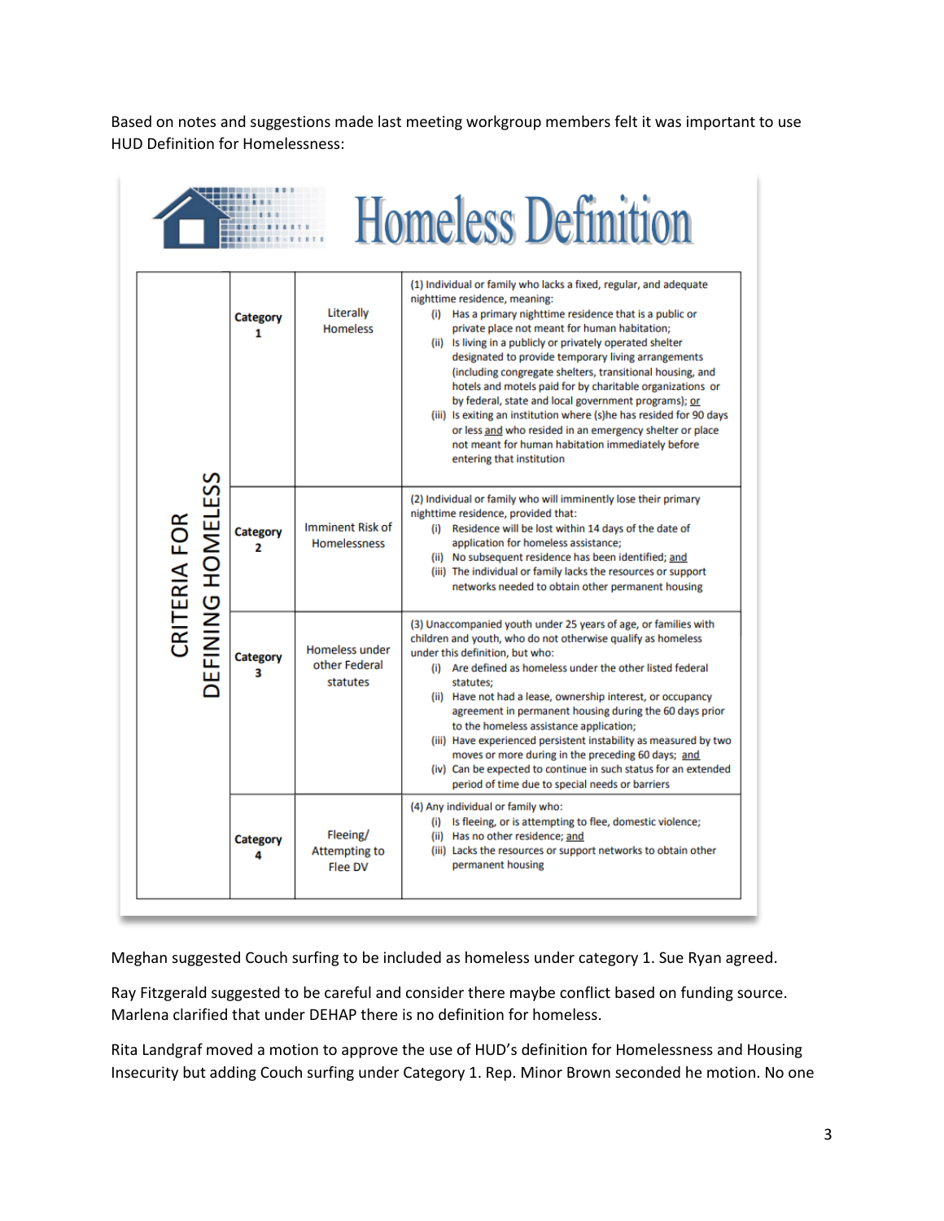Based on notes and suggestions made last meeting workgroup members felt it was important to use HUD Definition for Homelessness:

# Homeless Definition

| | | | |
|---|---|---|---|
| CRITERIA FOR DEFINING HOMELESS | **Category 1** | Literally Homeless | (1) Individual or family who lacks a fixed, regular, and adequate nighttime residence, meaning:<br>(i) Has a primary nighttime residence that is a public or private place not meant for human habitation;<br>(ii) Is living in a publicly or privately operated shelter designated to provide temporary living arrangements (including congregate shelters, transitional housing, and hotels and motels paid for by charitable organizations or by federal, state and local government programs); or<br>(iii) Is exiting an institution where (s)he has resided for 90 days or less and who resided in an emergency shelter or place not meant for human habitation immediately before entering that institution |
| | **Category 2** | Imminent Risk of Homelessness | (2) Individual or family who will imminently lose their primary nighttime residence, provided that:<br>(i) Residence will be lost within 14 days of the date of application for homeless assistance;<br>(ii) No subsequent residence has been identified; and<br>(iii) The individual or family lacks the resources or support networks needed to obtain other permanent housing |
| | **Category 3** | Homeless under other Federal statutes | (3) Unaccompanied youth under 25 years of age, or families with children and youth, who do not otherwise qualify as homeless under this definition, but who:<br>(i) Are defined as homeless under the other listed federal statutes;<br>(ii) Have not had a lease, ownership interest, or occupancy agreement in permanent housing during the 60 days prior to the homeless assistance application;<br>(iii) Have experienced persistent instability as measured by two moves or more during in the preceding 60 days; and<br>(iv) Can be expected to continue in such status for an extended period of time due to special needs or barriers |
| | **Category 4** | Fleeing/ Attempting to Flee DV | (4) Any individual or family who:<br>(i) Is fleeing, or is attempting to flee, domestic violence;<br>(ii) Has no other residence; and<br>(iii) Lacks the resources or support networks to obtain other permanent housing |

Meghan suggested Couch surfing to be included as homeless under category 1. Sue Ryan agreed.

Ray Fitzgerald suggested to be careful and consider there maybe conflict based on funding source. Marlena clarified that under DEHAP there is no definition for homeless.

Rita Landgraf moved a motion to approve the use of HUD's definition for Homelessness and Housing Insecurity but adding Couch surfing under Category 1. Rep. Minor Brown seconded he motion. No one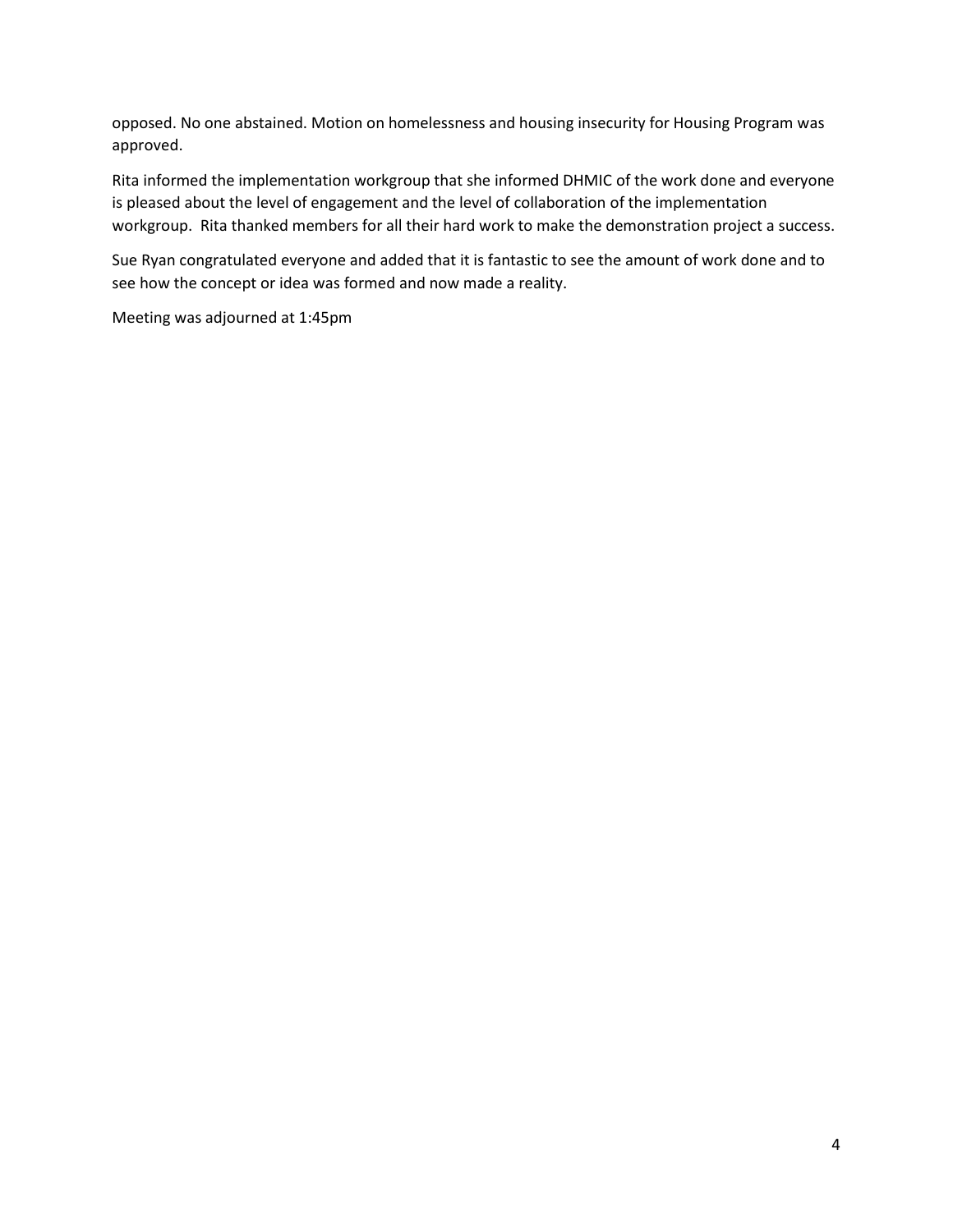opposed. No one abstained. Motion on homelessness and housing insecurity for Housing Program was approved.

Rita informed the implementation workgroup that she informed DHMIC of the work done and everyone is pleased about the level of engagement and the level of collaboration of the implementation workgroup. Rita thanked members for all their hard work to make the demonstration project a success.

Sue Ryan congratulated everyone and added that it is fantastic to see the amount of work done and to see how the concept or idea was formed and now made a reality.

Meeting was adjourned at 1:45pm